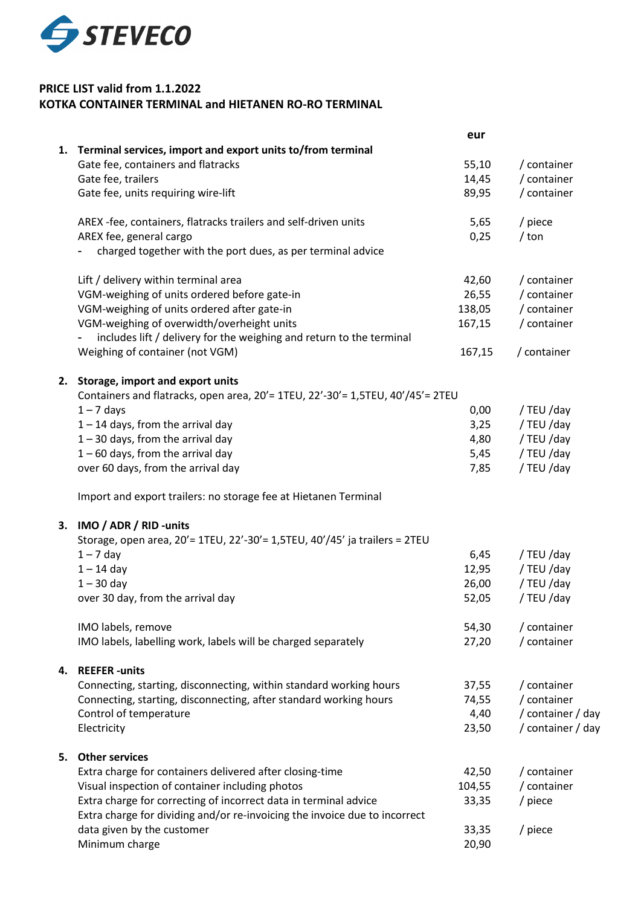STEVECO

**PRICE LIST valid from 1.1.2022**
**KOTKA CONTAINER TERMINAL and HIETANEN RO-RO TERMINAL**

| | | eur | |
|---|---|---|---|
| **1.** | **Terminal services, import and export units to/from terminal** | | |
| | Gate fee, containers and flatracks | 55,10 | / container |
| | Gate fee, trailers | 14,45 | / container |
| | Gate fee, units requiring wire-lift | 89,95 | / container |
| | | | |
| | AREX -fee, containers, flatracks trailers and self-driven units | 5,65 | / piece |
| | AREX fee, general cargo | 0,25 | / ton |
| | - charged together with the port dues, as per terminal advice | | |
| | | | |
| | Lift / delivery within terminal area | 42,60 | / container |
| | VGM-weighing of units ordered before gate-in | 26,55 | / container |
| | VGM-weighing of units ordered after gate-in | 138,05 | / container |
| | VGM-weighing of overwidth/overheight units | 167,15 | / container |
| | - includes lift / delivery for the weighing and return to the terminal | | |
| | Weighing of container (not VGM) | 167,15 | / container |
| **2.** | **Storage, import and export units** | | |
| | Containers and flatracks, open area, 20'= 1TEU, 22'-30'= 1,5TEU, 40'/45'= 2TEU | | |
| | 1 – 7 days | 0,00 | / TEU /day |
| | 1 – 14 days, from the arrival day | 3,25 | / TEU /day |
| | 1 – 30 days, from the arrival day | 4,80 | / TEU /day |
| | 1 – 60 days, from the arrival day | 5,45 | / TEU /day |
| | over 60 days, from the arrival day | 7,85 | / TEU /day |
| | | | |
| | Import and export trailers: no storage fee at Hietanen Terminal | | |
| **3.** | **IMO / ADR / RID -units** | | |
| | Storage, open area, 20'= 1TEU, 22'-30'= 1,5TEU, 40'/45' ja trailers = 2TEU | | |
| | 1 – 7 day | 6,45 | / TEU /day |
| | 1 – 14 day | 12,95 | / TEU /day |
| | 1 – 30 day | 26,00 | / TEU /day |
| | over 30 day, from the arrival day | 52,05 | / TEU /day |
| | | | |
| | IMO labels, remove | 54,30 | / container |
| | IMO labels, labelling work, labels will be charged separately | 27,20 | / container |
| **4.** | **REEFER -units** | | |
| | Connecting, starting, disconnecting, within standard working hours | 37,55 | / container |
| | Connecting, starting, disconnecting, after standard working hours | 74,55 | / container |
| | Control of temperature | 4,40 | / container / day |
| | Electricity | 23,50 | / container / day |
| **5.** | **Other services** | | |
| | Extra charge for containers delivered after closing-time | 42,50 | / container |
| | Visual inspection of container including photos | 104,55 | / container |
| | Extra charge for correcting of incorrect data in terminal advice | 33,35 | / piece |
| | Extra charge for dividing and/or re-invoicing the invoice due to incorrect data given by the customer | 33,35 | / piece |
| | Minimum charge | 20,90 | |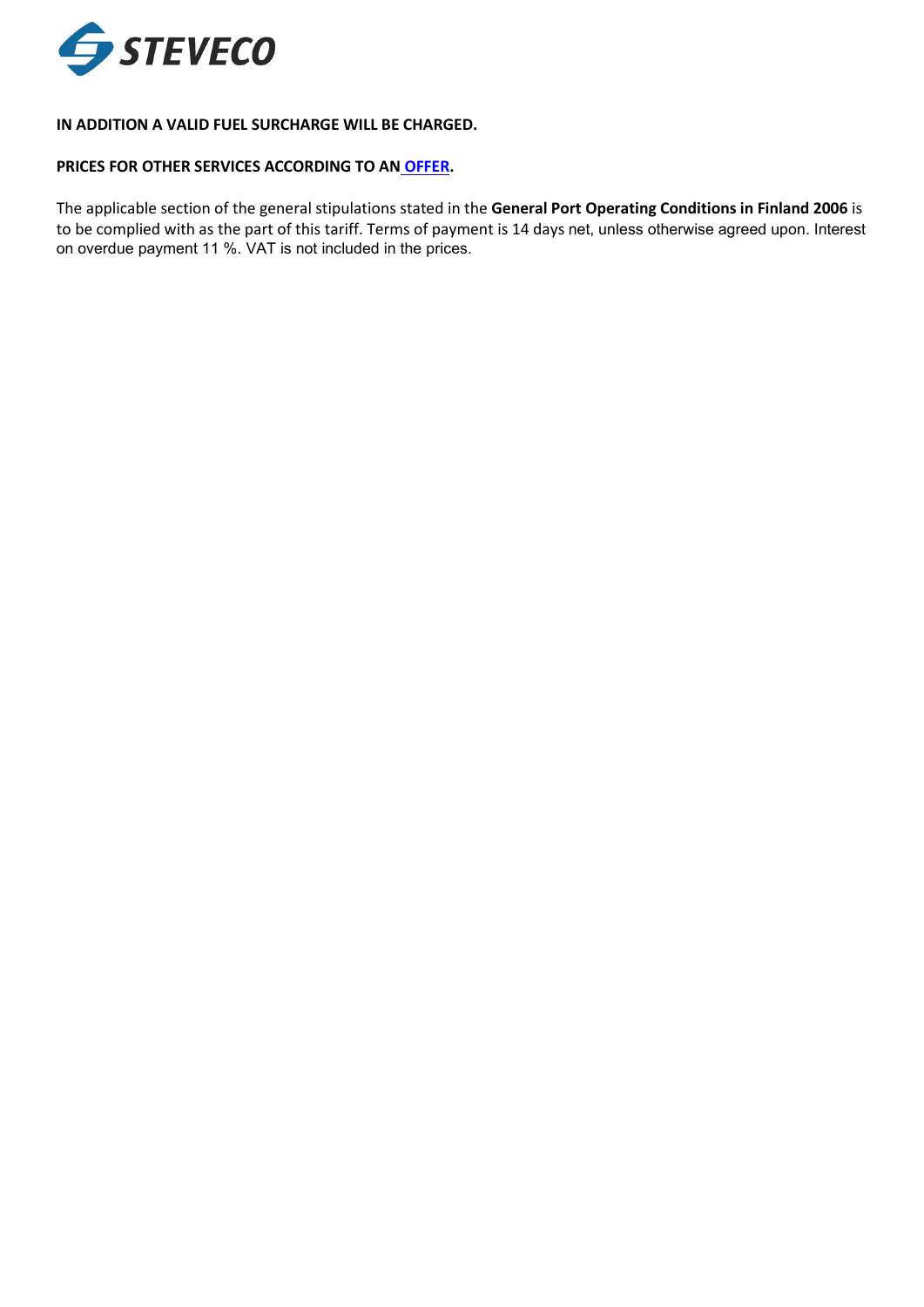**IN ADDITION A VALID FUEL SURCHARGE WILL BE CHARGED.**

**PRICES FOR OTHER SERVICES ACCORDING TO AN OFFER.**

The applicable section of the general stipulations stated in the **General Port Operating Conditions in Finland 2006** is to be complied with as the part of this tariff. Terms of payment is 14 days net, unless otherwise agreed upon. Interest on overdue payment 11 %. VAT is not included in the prices.